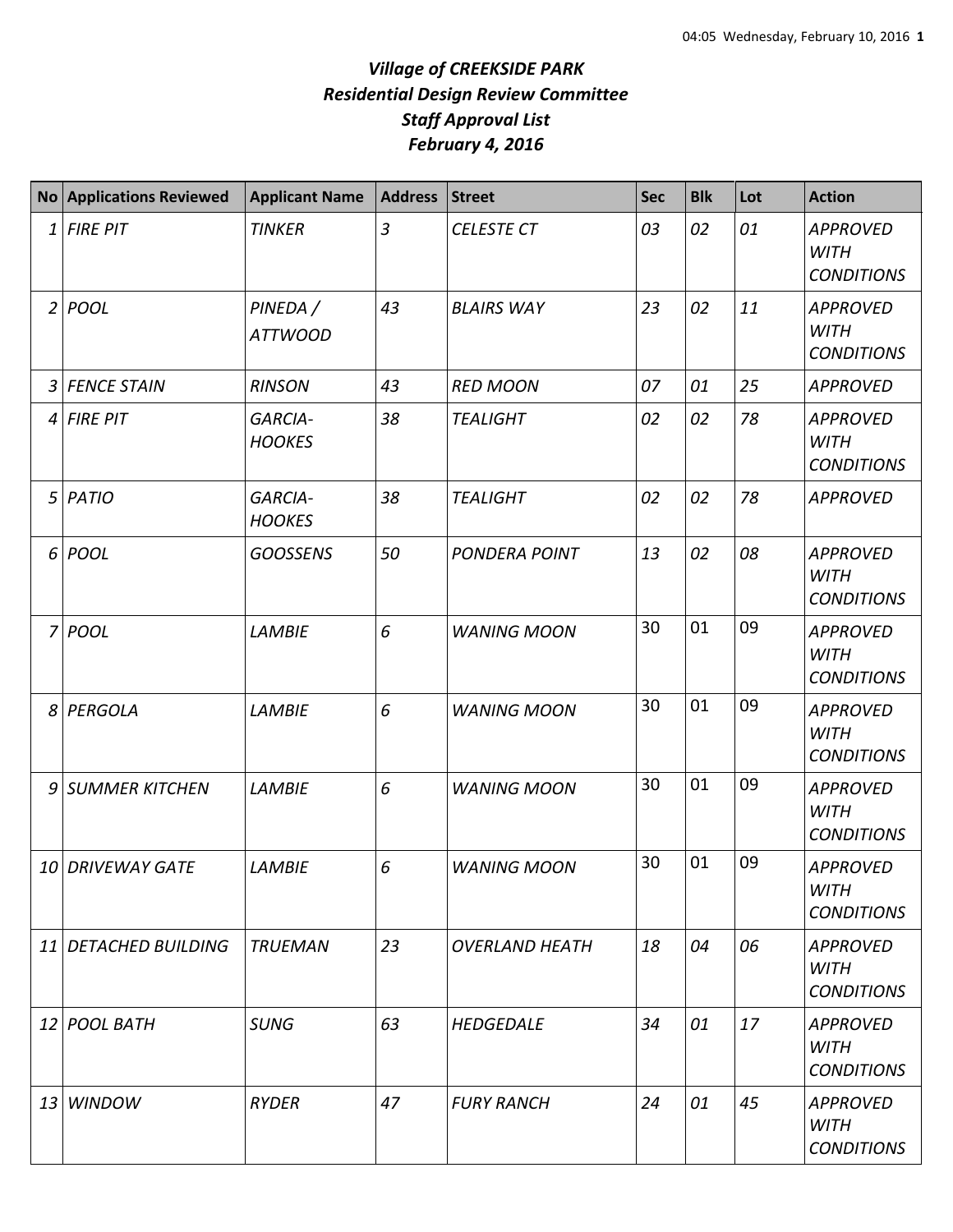# *Village of CREEKSIDE PARK*
## *Residential Design Review Committee*
## *Staff Approval List*
## *February 4, 2016*

| No | Applications Reviewed | Applicant Name | Address | Street | Sec | Blk | Lot | Action |
|---|---|---|---|---|---|---|---|---|
| 1 | FIRE PIT | TINKER | 3 | CELESTE CT | 03 | 02 | 01 | APPROVED WITH CONDITIONS |
| 2 | POOL | PINEDA / ATTWOOD | 43 | BLAIRS WAY | 23 | 02 | 11 | APPROVED WITH CONDITIONS |
| 3 | FENCE STAIN | RINSON | 43 | RED MOON | 07 | 01 | 25 | APPROVED |
| 4 | FIRE PIT | GARCIA-HOOKES | 38 | TEALIGHT | 02 | 02 | 78 | APPROVED WITH CONDITIONS |
| 5 | PATIO | GARCIA-HOOKES | 38 | TEALIGHT | 02 | 02 | 78 | APPROVED |
| 6 | POOL | GOOSSENS | 50 | PONDERA POINT | 13 | 02 | 08 | APPROVED WITH CONDITIONS |
| 7 | POOL | LAMBIE | 6 | WANING MOON | 30 | 01 | 09 | APPROVED WITH CONDITIONS |
| 8 | PERGOLA | LAMBIE | 6 | WANING MOON | 30 | 01 | 09 | APPROVED WITH CONDITIONS |
| 9 | SUMMER KITCHEN | LAMBIE | 6 | WANING MOON | 30 | 01 | 09 | APPROVED WITH CONDITIONS |
| 10 | DRIVEWAY GATE | LAMBIE | 6 | WANING MOON | 30 | 01 | 09 | APPROVED WITH CONDITIONS |
| 11 | DETACHED BUILDING | TRUEMAN | 23 | OVERLAND HEATH | 18 | 04 | 06 | APPROVED WITH CONDITIONS |
| 12 | POOL BATH | SUNG | 63 | HEDGEDALE | 34 | 01 | 17 | APPROVED WITH CONDITIONS |
| 13 | WINDOW | RYDER | 47 | FURY RANCH | 24 | 01 | 45 | APPROVED WITH CONDITIONS |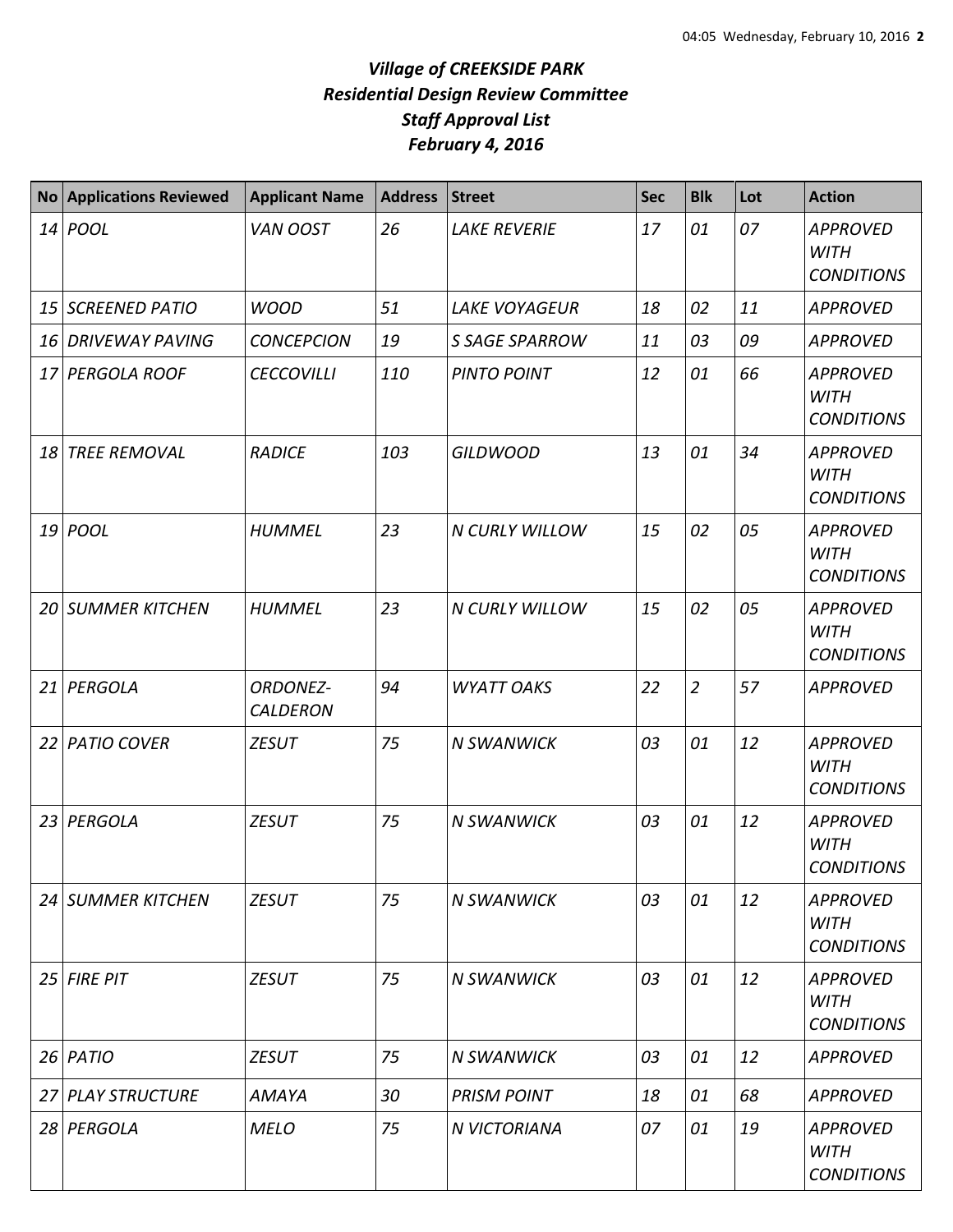# *Village of CREEKSIDE PARK*
## *Residential Design Review Committee*
## *Staff Approval List*
## *February 4, 2016*

| No | Applications Reviewed | Applicant Name | Address | Street | Sec | Blk | Lot | Action |
|---|---|---|---|---|---|---|---|---|
| *14* | *POOL* | *VAN OOST* | *26* | *LAKE REVERIE* | *17* | *01* | *07* | *APPROVED WITH CONDITIONS* |
| *15* | *SCREENED PATIO* | *WOOD* | *51* | *LAKE VOYAGEUR* | *18* | *02* | *11* | *APPROVED* |
| *16* | *DRIVEWAY PAVING* | *CONCEPCION* | *19* | *S SAGE SPARROW* | *11* | *03* | *09* | *APPROVED* |
| *17* | *PERGOLA ROOF* | *CECCOVILLI* | *110* | *PINTO POINT* | *12* | *01* | *66* | *APPROVED WITH CONDITIONS* |
| *18* | *TREE REMOVAL* | *RADICE* | *103* | *GILDWOOD* | *13* | *01* | *34* | *APPROVED WITH CONDITIONS* |
| *19* | *POOL* | *HUMMEL* | *23* | *N CURLY WILLOW* | *15* | *02* | *05* | *APPROVED WITH CONDITIONS* |
| *20* | *SUMMER KITCHEN* | *HUMMEL* | *23* | *N CURLY WILLOW* | *15* | *02* | *05* | *APPROVED WITH CONDITIONS* |
| *21* | *PERGOLA* | *ORDONEZ-CALDERON* | *94* | *WYATT OAKS* | *22* | *2* | *57* | *APPROVED* |
| *22* | *PATIO COVER* | *ZESUT* | *75* | *N SWANWICK* | *03* | *01* | *12* | *APPROVED WITH CONDITIONS* |
| *23* | *PERGOLA* | *ZESUT* | *75* | *N SWANWICK* | *03* | *01* | *12* | *APPROVED WITH CONDITIONS* |
| *24* | *SUMMER KITCHEN* | *ZESUT* | *75* | *N SWANWICK* | *03* | *01* | *12* | *APPROVED WITH CONDITIONS* |
| *25* | *FIRE PIT* | *ZESUT* | *75* | *N SWANWICK* | *03* | *01* | *12* | *APPROVED WITH CONDITIONS* |
| *26* | *PATIO* | *ZESUT* | *75* | *N SWANWICK* | *03* | *01* | *12* | *APPROVED* |
| *27* | *PLAY STRUCTURE* | *AMAYA* | *30* | *PRISM POINT* | *18* | *01* | *68* | *APPROVED* |
| *28* | *PERGOLA* | *MELO* | *75* | *N VICTORIANA* | *07* | *01* | *19* | *APPROVED WITH CONDITIONS* |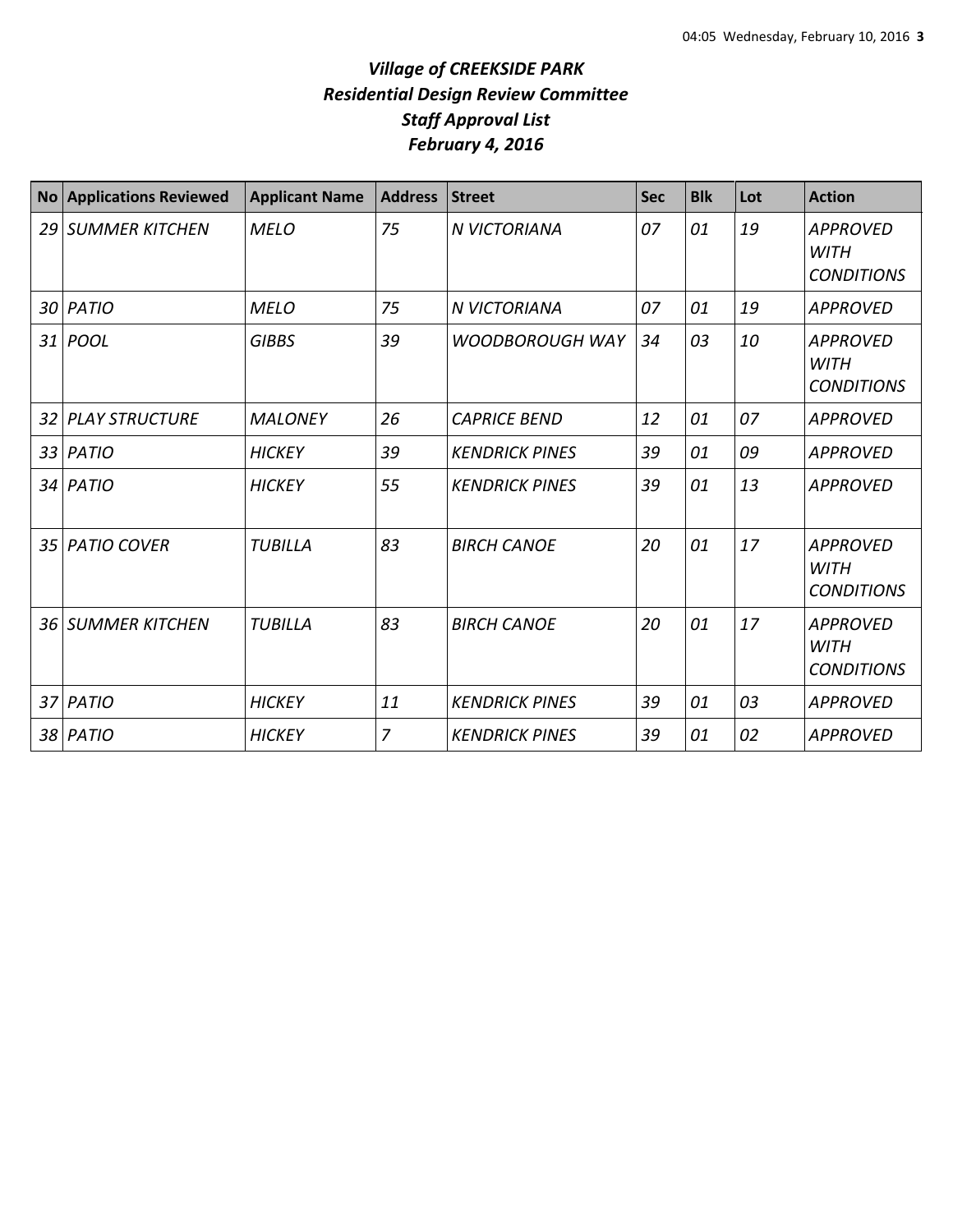# *Village of CREEKSIDE PARK*
# *Residential Design Review Committee*
# *Staff Approval List*
# *February 4, 2016*

| No | Applications Reviewed | Applicant Name | Address | Street | Sec | Blk | Lot | Action |
|---|---|---|---|---|---|---|---|---|
| *29* | *SUMMER KITCHEN* | *MELO* | *75* | *N VICTORIANA* | *07* | *01* | *19* | *APPROVED WITH CONDITIONS* |
| *30* | *PATIO* | *MELO* | *75* | *N VICTORIANA* | *07* | *01* | *19* | *APPROVED* |
| *31* | *POOL* | *GIBBS* | *39* | *WOODBOROUGH WAY* | *34* | *03* | *10* | *APPROVED WITH CONDITIONS* |
| *32* | *PLAY STRUCTURE* | *MALONEY* | *26* | *CAPRICE BEND* | *12* | *01* | *07* | *APPROVED* |
| *33* | *PATIO* | *HICKEY* | *39* | *KENDRICK PINES* | *39* | *01* | *09* | *APPROVED* |
| *34* | *PATIO* | *HICKEY* | *55* | *KENDRICK PINES* | *39* | *01* | *13* | *APPROVED* |
| *35* | *PATIO COVER* | *TUBILLA* | *83* | *BIRCH CANOE* | *20* | *01* | *17* | *APPROVED WITH CONDITIONS* |
| *36* | *SUMMER KITCHEN* | *TUBILLA* | *83* | *BIRCH CANOE* | *20* | *01* | *17* | *APPROVED WITH CONDITIONS* |
| *37* | *PATIO* | *HICKEY* | *11* | *KENDRICK PINES* | *39* | *01* | *03* | *APPROVED* |
| *38* | *PATIO* | *HICKEY* | *7* | *KENDRICK PINES* | *39* | *01* | *02* | *APPROVED* |